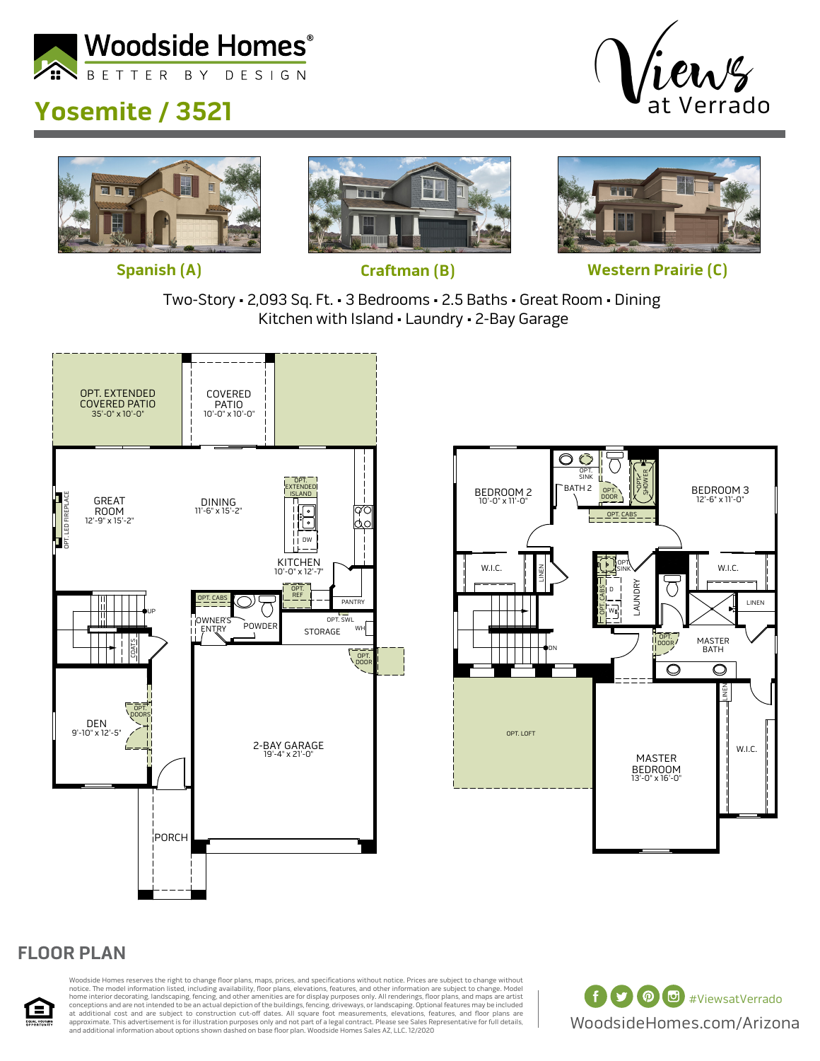# Woodside Homes®

BETTER BY DESIGN

## Yosemite / 3521

Views at Verrado

**Spanish (A)** | **Craftman (B)** | **Western Prairie (C)**

Two-Story ▪ 2,093 Sq. Ft. ▪ 3 Bedrooms ▪ 2.5 Baths ▪ Great Room ▪ Dining
Kitchen with Island ▪ Laundry ▪ 2-Bay Garage

OPT. EXTENDED COVERED PATIO 35'-0" x 10'-0"

COVERED PATIO 10'-0" x 10'-0"

GREAT ROOM 12'-9" x 15'-2"

OPT. LED FIREPLACE

DINING 11'-6" x 15'-2"

OPT. EXTENDED ISLAND

DW

KITCHEN 10'-0" x 12'-7"

OPT. REF

PANTRY

OPT. CABS

UP

OWNER'S ENTRY

POWDER

OPT. SWL

WH

STORAGE

OPT. DOOR

COATS

DEN 9'-10" x 12'-5"

OPT. DOORS

2-BAY GARAGE 19'-4" x 21'-0"

PORCH

BEDROOM 2 10'-0" x 11'-0"

OPT. SINK

BATH 2

OPT. DOOR

OPT. SHOWER

BEDROOM 3 12'-6" x 11'-0"

OPT. CABS

W.I.C.

LINEN

OPT. SINK

OPT. CABS

D

W

LAUNDRY

W.I.C.

LINEN

DN

OPT. DOOR

MASTER BATH

OPT. LOFT

LINEN

MASTER BEDROOM 13'-0" x 16'-0"

W.I.C.

## FLOOR PLAN

Woodside Homes reserves the right to change floor plans, maps, prices, and specifications without notice. Prices are subject to change without notice. The model information listed, including availability, floor plans, elevations, features, and other information are subject to change. Model home interior decorating, landscaping, fencing, and other amenities are for display purposes only. All renderings, floor plans, and maps are artist conceptions and are not intended to be an actual depiction of the buildings, fencing, driveways, or landscaping. Optional features may be included at additional cost and are subject to construction cut-off dates. All square foot measurements, elevations, features, and floor plans are approximate. This advertisement is for illustration purposes only and not part of a legal contract. Please see Sales Representative for full details, and additional information about options shown dashed on base floor plan. Woodside Homes Sales AZ, LLC. 12/2020

EQUAL HOUSING OPPORTUNITY

#ViewsatVerrado

WoodsideHomes.com/Arizona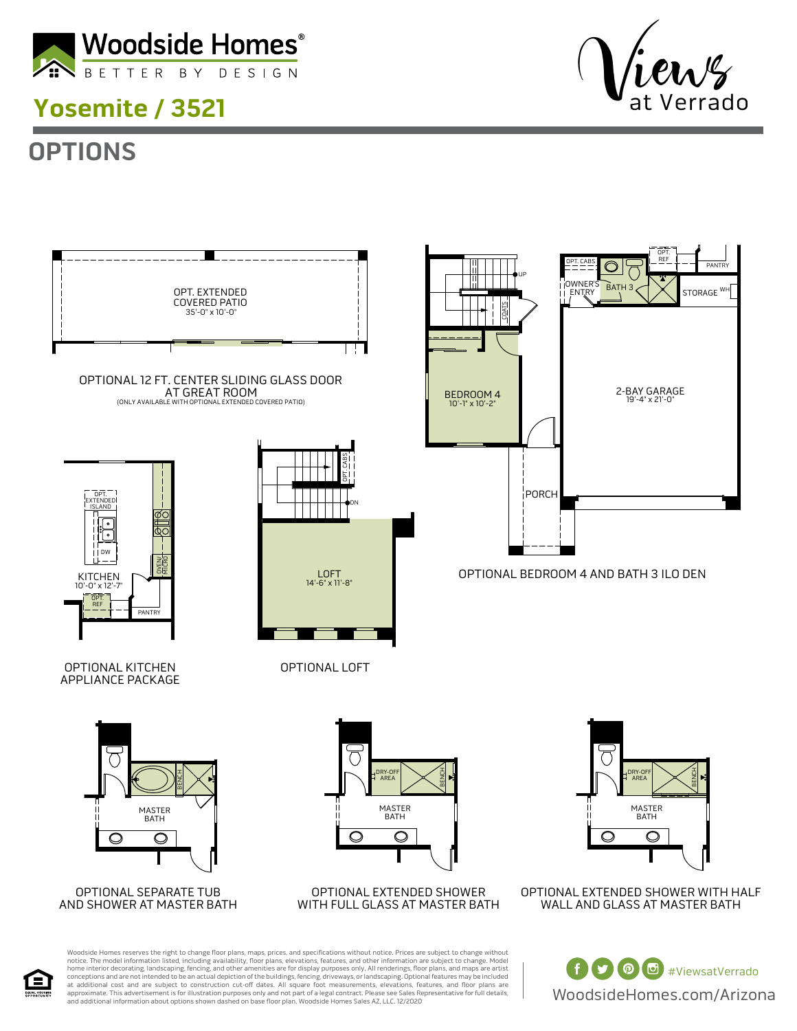Woodside Homes®
BETTER BY DESIGN

Views at Verrado

## Yosemite / 3521

# OPTIONS

OPT. EXTENDED COVERED PATIO
35'-0" x 10'-0"

OPTIONAL 12 FT. CENTER SLIDING GLASS DOOR AT GREAT ROOM
(ONLY AVAILABLE WITH OPTIONAL EXTENDED COVERED PATIO)

UP
COATS
OPT. CABS
OWNER'S ENTRY
BATH 3
OPT. REF
PANTRY
STORAGE
WH
BEDROOM 4
10'-1" x 10'-2"
2-BAY GARAGE
19'-4" x 21'-0"
PORCH

OPTIONAL BEDROOM 4 AND BATH 3 ILO DEN

OPT. EXTENDED ISLAND
DW
OVEN/MICRO
KITCHEN
10'-0" x 12'-7"
OPT. REF
PANTRY

OPTIONAL KITCHEN APPLIANCE PACKAGE

OPT. CABS
DN
LOFT
14'-6" x 11'-8"

OPTIONAL LOFT

BENCH
MASTER BATH

OPTIONAL SEPARATE TUB AND SHOWER AT MASTER BATH

DRY-OFF AREA
BENCH
MASTER BATH

OPTIONAL EXTENDED SHOWER WITH FULL GLASS AT MASTER BATH

DRY-OFF AREA
BENCH
MASTER BATH

OPTIONAL EXTENDED SHOWER WITH HALF WALL AND GLASS AT MASTER BATH

Woodside Homes reserves the right to change floor plans, maps, prices, and specifications without notice. Prices are subject to change without notice. The model information listed, including availability, floor plans, elevations, features, and other information are subject to change. Model home interior decorating, landscaping, fencing, and other amenities are for display purposes only. All renderings, floor plans, and maps are artist conceptions and are not intended to be an actual depiction of the buildings, fencing, driveways, or landscaping. Optional features may be included at additional cost and are subject to construction cut-off dates. All square foot measurements, elevations, features, and floor plans are approximate. This advertisement is for illustration purposes only and not part of a legal contract. Please see Sales Representative for full details, and additional information about options shown dashed on base floor plan. Woodside Homes Sales AZ, LLC. 12/2020

#ViewsatVerrado
WoodsideHomes.com/Arizona